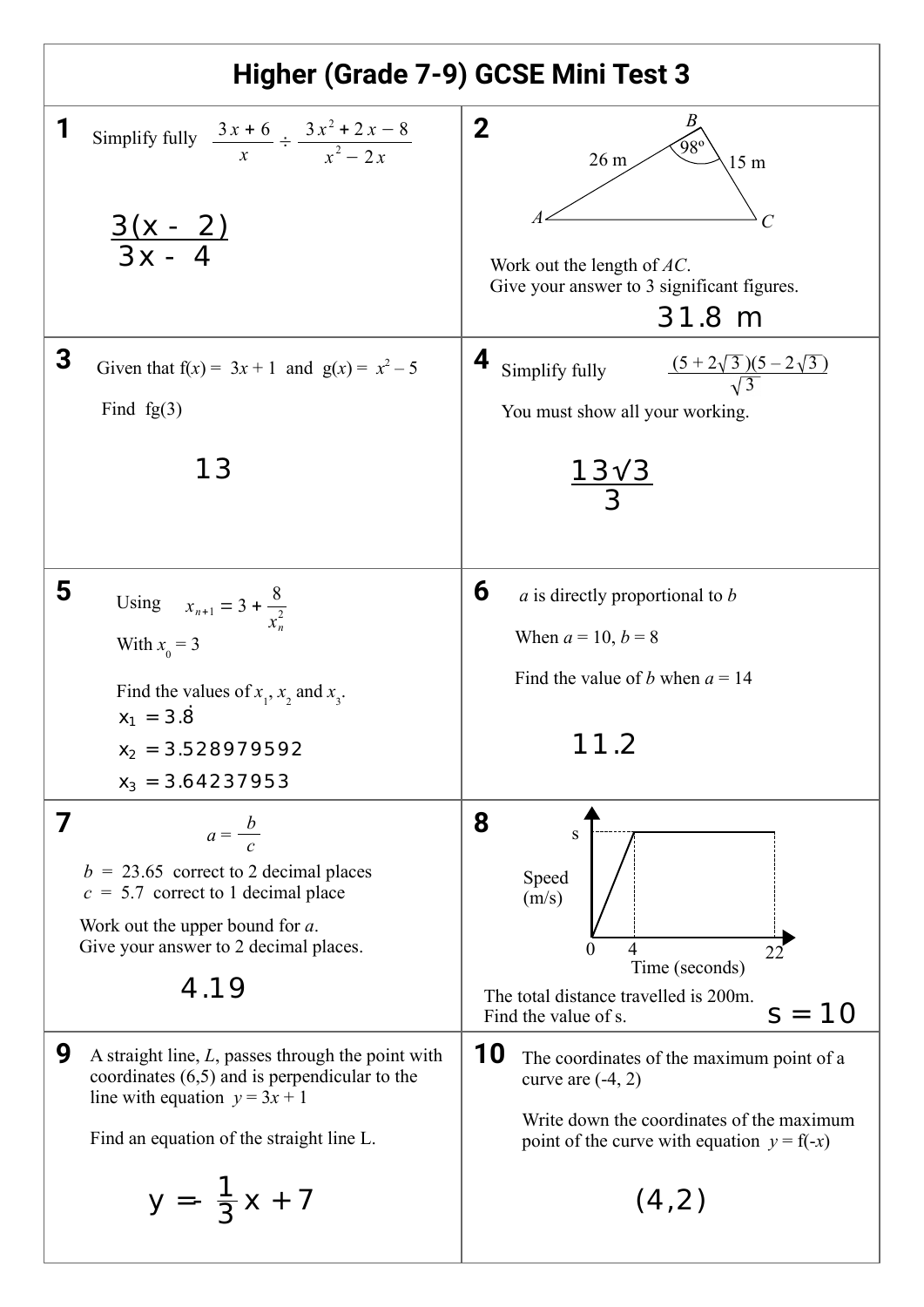# Higher (Grade 7-9) GCSE Mini Test 3

**1** Simplify fully $\dfrac{3x+6}{x} \div \dfrac{3x^2+2x-8}{x^2-2x}$

$$\frac{3(x-2)}{3x-4}$$

**2**

Triangle $ABC$ with $AB = 26$ m, $BC = 15$ m, angle $B = 98°$.

Work out the length of $AC$.
Give your answer to 3 significant figures.

31.8 m

**3** Given that $f(x) = 3x + 1$ and $g(x) = x^2 - 5$

Find $fg(3)$

13

**4** Simplify fully $\dfrac{(5+2\sqrt{3})(5-2\sqrt{3})}{\sqrt{3}}$

You must show all your working.

$$\frac{13\sqrt{3}}{3}$$

**5** Using $x_{n+1} = 3 + \dfrac{8}{x_n^2}$

With $x_0 = 3$

Find the values of $x_1$, $x_2$ and $x_3$.

$x_1 = 3.\dot{8}$

$x_2 = 3.528979592$

$x_3 = 3.64237953$

**6** $a$ is directly proportional to $b$

When $a = 10$, $b = 8$

Find the value of $b$ when $a = 14$

11.2

**7** $a = \dfrac{b}{c}$

$b = 23.65$ correct to 2 decimal places
$c = 5.7$ correct to 1 decimal place

Work out the upper bound for $a$.
Give your answer to 2 decimal places.

4.19

**8**

Speed–time graph: Speed (m/s) against Time (seconds); speed rises from 0 to s at 4 seconds, then stays constant at s until 22 seconds.

The total distance travelled is 200m.
Find the value of s.

$s = 10$

**9** A straight line, $L$, passes through the point with coordinates (6,5) and is perpendicular to the line with equation $y = 3x + 1$

Find an equation of the straight line L.

$$y = -\frac{1}{3}x + 7$$

**10** The coordinates of the maximum point of a curve are (-4, 2)

Write down the coordinates of the maximum point of the curve with equation $y = f(-x)$

(4,2)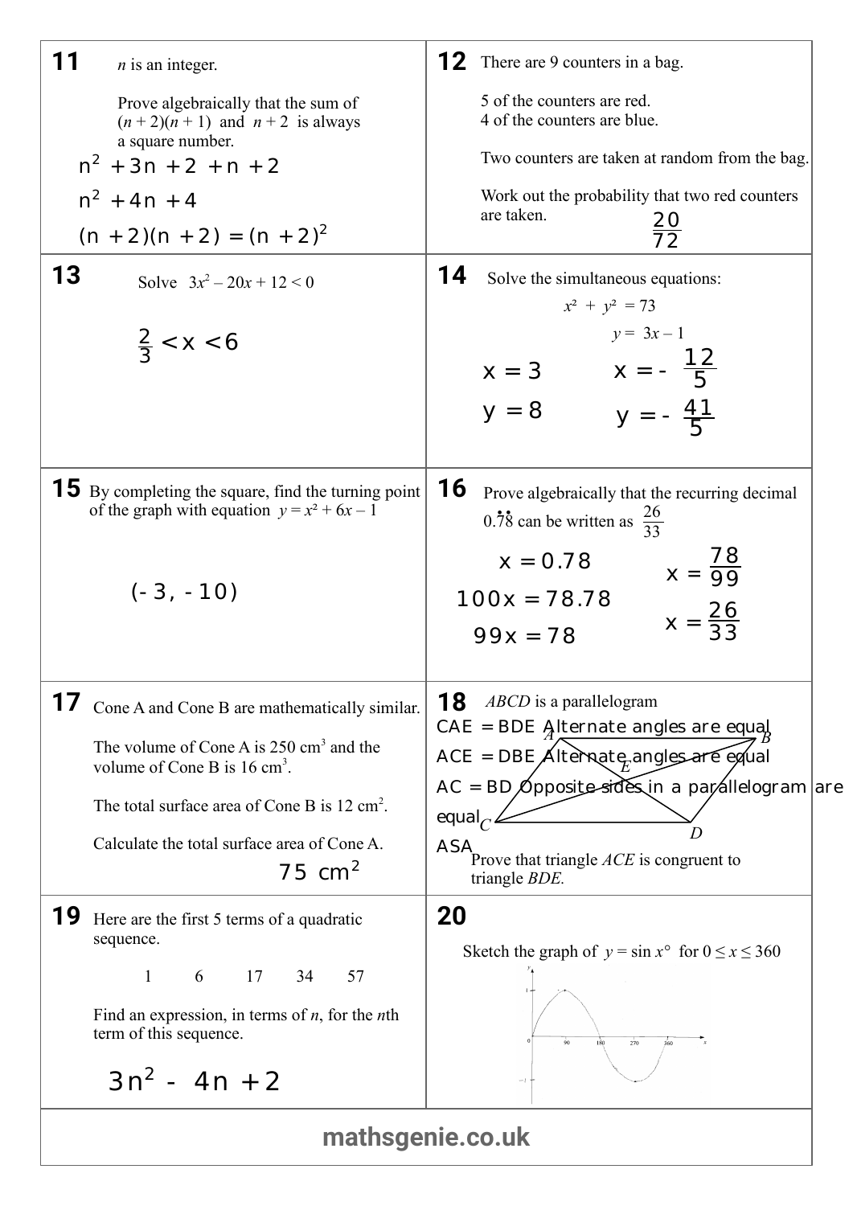**11** $n$ is an integer.

Prove algebraically that the sum of $(n + 2)(n + 1)$ and $n + 2$ is always a square number.

$n^2 + 3n + 2 + n + 2$

$n^2 + 4n + 4$

$(n + 2)(n + 2) = (n + 2)^2$

**12** There are 9 counters in a bag.

5 of the counters are red.
4 of the counters are blue.

Two counters are taken at random from the bag.

Work out the probability that two red counters are taken.

$\frac{20}{72}$

**13** Solve $3x^2 - 20x + 12 < 0$

$\frac{2}{3} < x < 6$

**14** Solve the simultaneous equations:

$x^2 + y^2 = 73$

$y = 3x - 1$

$x = 3$ $\quad$ $x = -\frac{12}{5}$

$y = 8$ $\quad$ $y = -\frac{41}{5}$

**15** By completing the square, find the turning point of the graph with equation $y = x^2 + 6x - 1$

$(-3, -10)$

**16** Prove algebraically that the recurring decimal $0.\dot{7}\dot{8}$ can be written as $\frac{26}{33}$

$x = 0.78$

$100x = 78.78$

$99x = 78$

$x = \frac{78}{99}$

$x = \frac{26}{33}$

**17** Cone A and Cone B are mathematically similar.

The volume of Cone A is 250 cm$^3$ and the volume of Cone B is 16 cm$^3$.

The total surface area of Cone B is 12 cm$^2$.

Calculate the total surface area of Cone A.

75 cm$^2$

**18** $ABCD$ is a parallelogram

A B E C D

Prove that triangle $ACE$ is congruent to triangle $BDE$.

CAE = BDE Alternate angles are equal

ACE = DBE Alternate angles are equal

AC = BD Opposite sides in a parallelogram are equal

ASA

**19** Here are the first 5 terms of a quadratic sequence.

1 $\quad$ 6 $\quad$ 17 $\quad$ 34 $\quad$ 57

Find an expression, in terms of $n$, for the $n$th term of this sequence.

$3n^2 - 4n + 2$

**20**

Sketch the graph of $y = \sin x°$ for $0 \le x \le 360$

y
1
0
90 180 270 360
x
−1